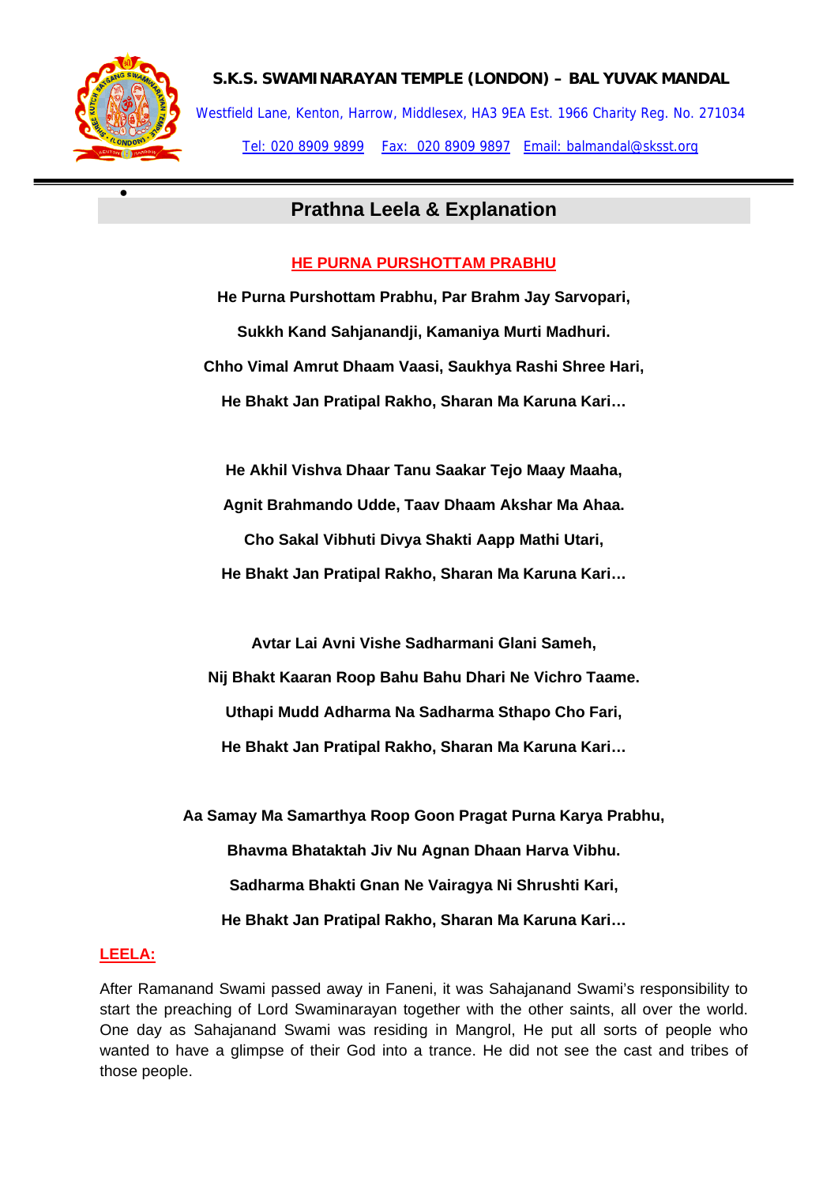**S.K.S. SWAMINARAYAN TEMPLE (LONDON) – BAL YUVAK MANDAL**

Westfield Lane, Kenton, Harrow, Middlesex, HA3 9EA Est. 1966 Charity Reg. No. 271034

Tel: 020 8909 9899 Fax: 020 8909 9897 Email: balmandal@sksst.org

## Prathna Leela & Explanation

### HE PURNA PURSHOTTAM PRABHU

**He Purna Purshottam Prabhu, Par Brahm Jay Sarvopari,**

**Sukkh Kand Sahjanandji, Kamaniya Murti Madhuri.**

**Chho Vimal Amrut Dhaam Vaasi, Saukhya Rashi Shree Hari,**

**He Bhakt Jan Pratipal Rakho, Sharan Ma Karuna Kari…**

**He Akhil Vishva Dhaar Tanu Saakar Tejo Maay Maaha,**

**Agnit Brahmando Udde, Taav Dhaam Akshar Ma Ahaa.**

**Cho Sakal Vibhuti Divya Shakti Aapp Mathi Utari,**

**He Bhakt Jan Pratipal Rakho, Sharan Ma Karuna Kari…**

**Avtar Lai Avni Vishe Sadharmani Glani Sameh,**

**Nij Bhakt Kaaran Roop Bahu Bahu Dhari Ne Vichro Taame.**

**Uthapi Mudd Adharma Na Sadharma Sthapo Cho Fari,**

**He Bhakt Jan Pratipal Rakho, Sharan Ma Karuna Kari…**

**Aa Samay Ma Samarthya Roop Goon Pragat Purna Karya Prabhu,**

**Bhavma Bhataktah Jiv Nu Agnan Dhaan Harva Vibhu.**

**Sadharma Bhakti Gnan Ne Vairagya Ni Shrushti Kari,**

**He Bhakt Jan Pratipal Rakho, Sharan Ma Karuna Kari…**

### LEELA:

After Ramanand Swami passed away in Faneni, it was Sahajanand Swami's responsibility to start the preaching of Lord Swaminarayan together with the other saints, all over the world. One day as Sahajanand Swami was residing in Mangrol, He put all sorts of people who wanted to have a glimpse of their God into a trance. He did not see the cast and tribes of those people.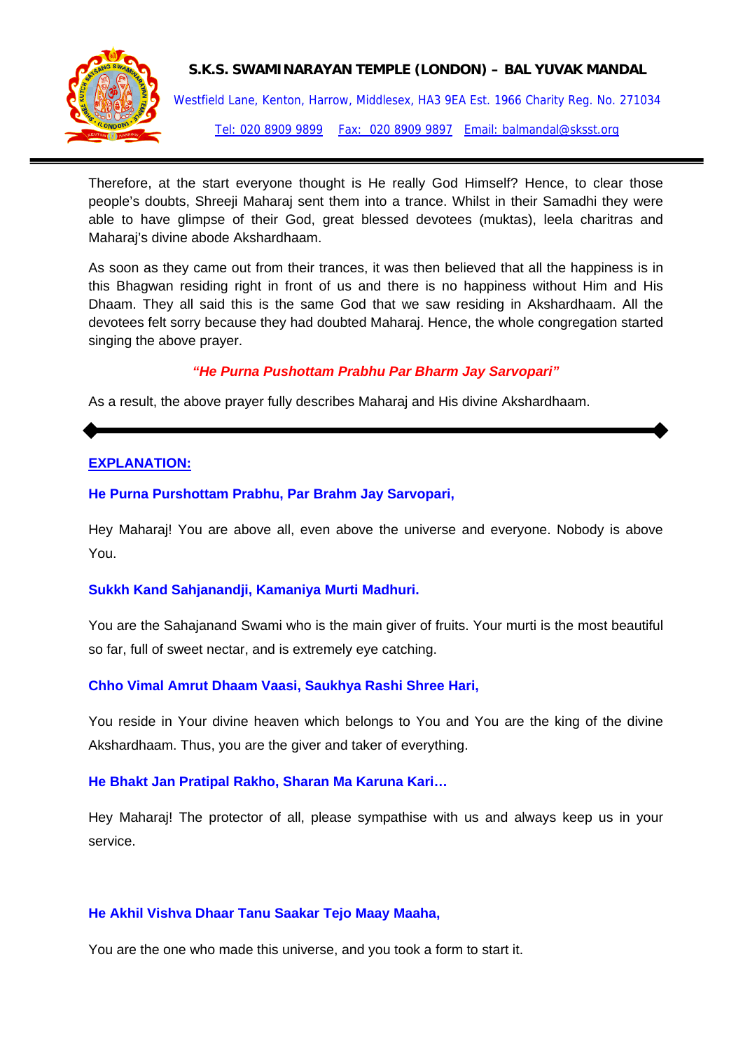Therefore, at the start everyone thought is He really God Himself? Hence, to clear those people's doubts, Shreeji Maharaj sent them into a trance. Whilst in their Samadhi they were able to have glimpse of their God, great blessed devotees (muktas), leela charitras and Maharaj's divine abode Akshardhaam.

As soon as they came out from their trances, it was then believed that all the happiness is in this Bhagwan residing right in front of us and there is no happiness without Him and His Dhaam. They all said this is the same God that we saw residing in Akshardhaam. All the devotees felt sorry because they had doubted Maharaj. Hence, the whole congregation started singing the above prayer.

***"He Purna Pushottam Prabhu Par Bharm Jay Sarvopari"***

As a result, the above prayer fully describes Maharaj and His divine Akshardhaam.

---

**EXPLANATION:**

**He Purna Purshottam Prabhu, Par Brahm Jay Sarvopari,**

Hey Maharaj! You are above all, even above the universe and everyone. Nobody is above You.

**Sukkh Kand Sahjanandji, Kamaniya Murti Madhuri.**

You are the Sahajanand Swami who is the main giver of fruits. Your murti is the most beautiful so far, full of sweet nectar, and is extremely eye catching.

**Chho Vimal Amrut Dhaam Vaasi, Saukhya Rashi Shree Hari,**

You reside in Your divine heaven which belongs to You and You are the king of the divine Akshardhaam. Thus, you are the giver and taker of everything.

**He Bhakt Jan Pratipal Rakho, Sharan Ma Karuna Kari…**

Hey Maharaj! The protector of all, please sympathise with us and always keep us in your service.

**He Akhil Vishva Dhaar Tanu Saakar Tejo Maay Maaha,**

You are the one who made this universe, and you took a form to start it.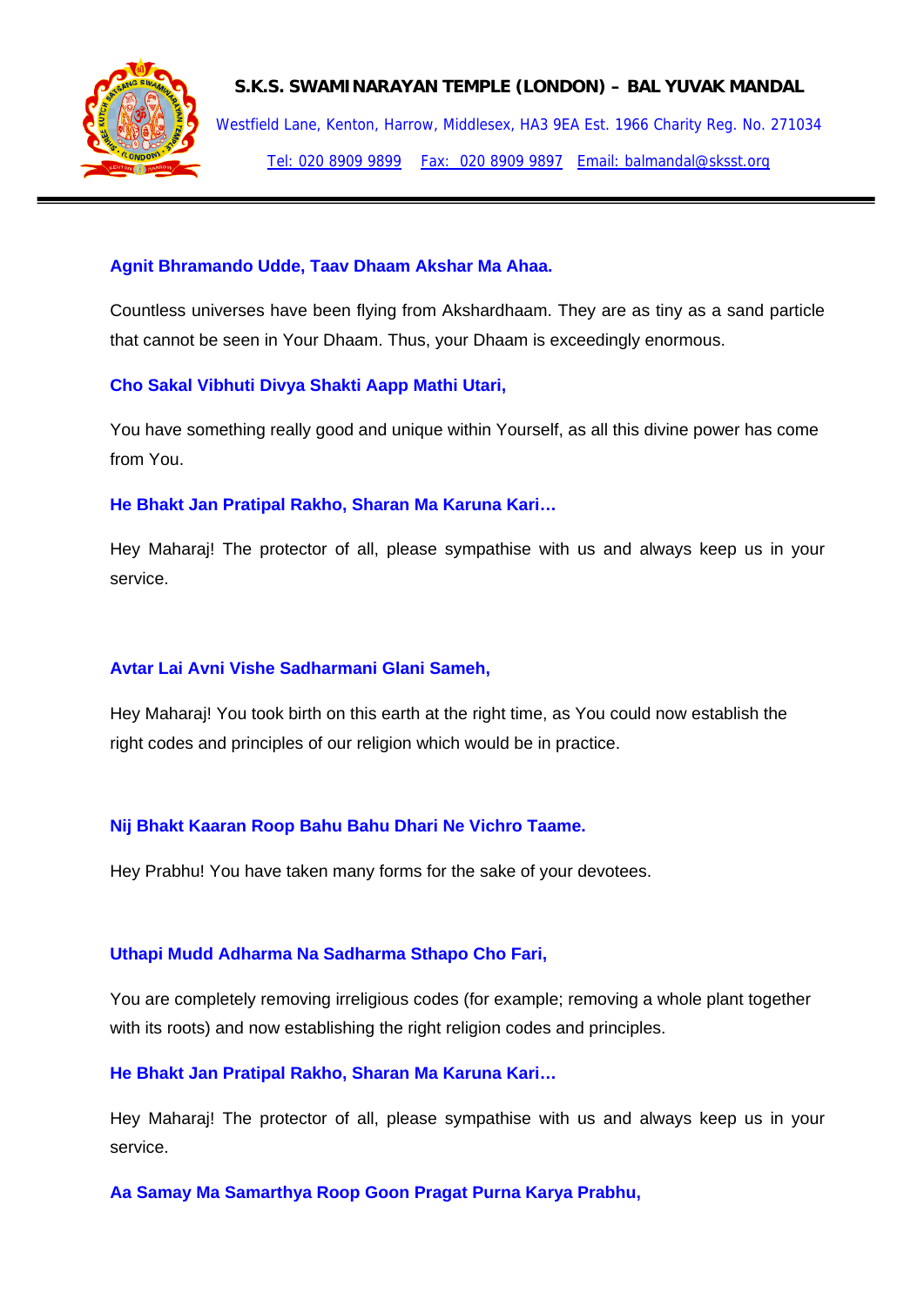**Agnit Bhramando Udde, Taav Dhaam Akshar Ma Ahaa.**

Countless universes have been flying from Akshardhaam. They are as tiny as a sand particle that cannot be seen in Your Dhaam. Thus, your Dhaam is exceedingly enormous.

**Cho Sakal Vibhuti Divya Shakti Aapp Mathi Utari,**

You have something really good and unique within Yourself, as all this divine power has come from You.

**He Bhakt Jan Pratipal Rakho, Sharan Ma Karuna Kari…**

Hey Maharaj! The protector of all, please sympathise with us and always keep us in your service.

**Avtar Lai Avni Vishe Sadharmani Glani Sameh,**

Hey Maharaj! You took birth on this earth at the right time, as You could now establish the right codes and principles of our religion which would be in practice.

**Nij Bhakt Kaaran Roop Bahu Bahu Dhari Ne Vichro Taame.**

Hey Prabhu! You have taken many forms for the sake of your devotees.

**Uthapi Mudd Adharma Na Sadharma Sthapo Cho Fari,**

You are completely removing irreligious codes (for example; removing a whole plant together with its roots) and now establishing the right religion codes and principles.

**He Bhakt Jan Pratipal Rakho, Sharan Ma Karuna Kari…**

Hey Maharaj! The protector of all, please sympathise with us and always keep us in your service.

**Aa Samay Ma Samarthya Roop Goon Pragat Purna Karya Prabhu,**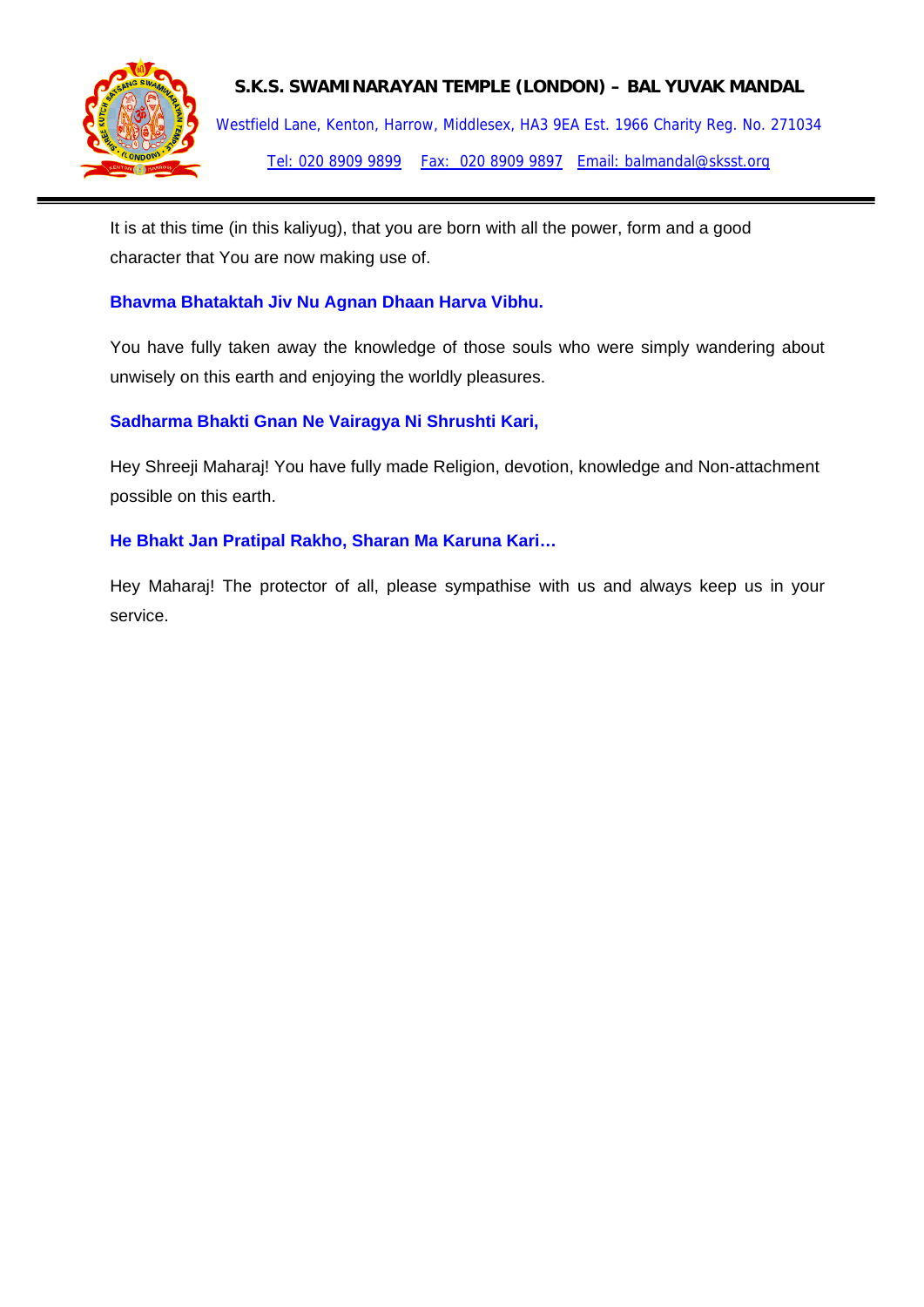It is at this time (in this kaliyug), that you are born with all the power, form and a good character that You are now making use of.

**Bhavma Bhataktah Jiv Nu Agnan Dhaan Harva Vibhu.**

You have fully taken away the knowledge of those souls who were simply wandering about unwisely on this earth and enjoying the worldly pleasures.

**Sadharma Bhakti Gnan Ne Vairagya Ni Shrushti Kari,**

Hey Shreeji Maharaj! You have fully made Religion, devotion, knowledge and Non-attachment possible on this earth.

**He Bhakt Jan Pratipal Rakho, Sharan Ma Karuna Kari…**

Hey Maharaj! The protector of all, please sympathise with us and always keep us in your service.